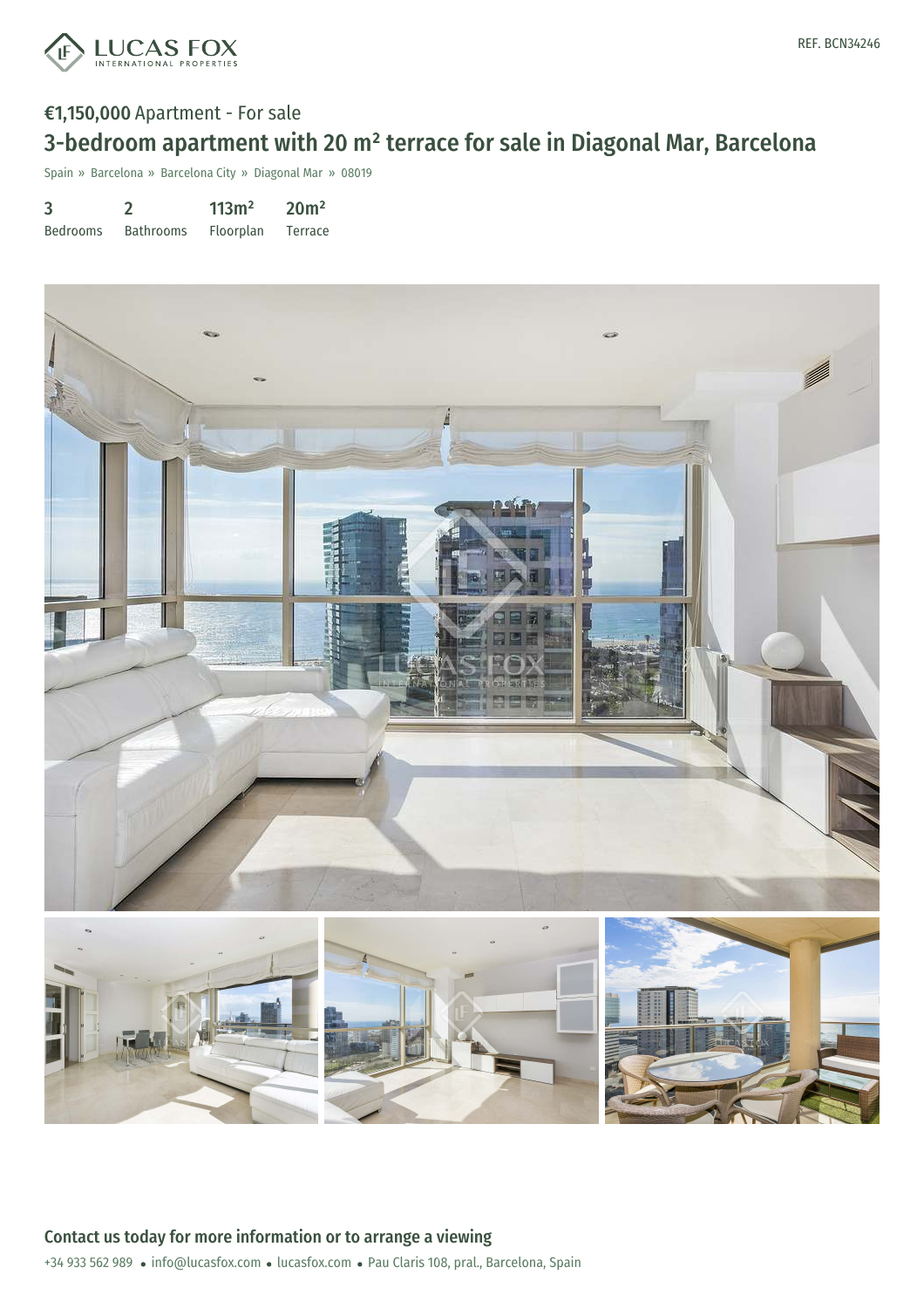REF. BCN34246

€1,150,000 Apartment - For sale

# 3-bedroom apartment with 20 m² terrace for sale in Diagonal Mar, Barcelona

Spain » Barcelona » Barcelona City » Diagonal Mar » 08019

| 3 | 2 | 113m² | 20m² |
|---|---|---|---|
| Bedrooms | Bathrooms | Floorplan | Terrace |

## Contact us today for more information or to arrange a viewing

+34 933 562 989 • info@lucasfox.com • lucasfox.com • Pau Claris 108, pral., Barcelona, Spain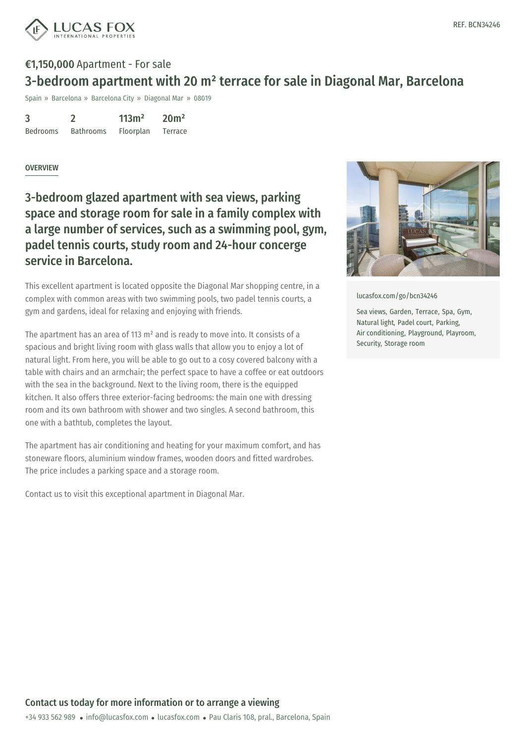REF. BCN34246

**€1,150,000** Apartment - For sale

# 3-bedroom apartment with 20 m² terrace for sale in Diagonal Mar, Barcelona

Spain » Barcelona » Barcelona City » Diagonal Mar » 08019

| 3 | 2 | 113m² | 20m² |
|---|---|---|---|
| Bedrooms | Bathrooms | Floorplan | Terrace |

## OVERVIEW

## 3-bedroom glazed apartment with sea views, parking space and storage room for sale in a family complex with a large number of services, such as a swimming pool, gym, padel tennis courts, study room and 24-hour concerge service in Barcelona.

This excellent apartment is located opposite the Diagonal Mar shopping centre, in a complex with common areas with two swimming pools, two padel tennis courts, a gym and gardens, ideal for relaxing and enjoying with friends.

The apartment has an area of 113 m² and is ready to move into. It consists of a spacious and bright living room with glass walls that allow you to enjoy a lot of natural light. From here, you will be able to go out to a cosy covered balcony with a table with chairs and an armchair; the perfect space to have a coffee or eat outdoors with the sea in the background. Next to the living room, there is the equipped kitchen. It also offers three exterior-facing bedrooms: the main one with dressing room and its own bathroom with shower and two singles. A second bathroom, this one with a bathtub, completes the layout.

The apartment has air conditioning and heating for your maximum comfort, and has stoneware floors, aluminium window frames, wooden doors and fitted wardrobes. The price includes a parking space and a storage room.

Contact us to visit this exceptional apartment in Diagonal Mar.

lucasfox.com/go/bcn34246

Sea views, Garden, Terrace, Spa, Gym, Natural light, Padel court, Parking, Air conditioning, Playground, Playroom, Security, Storage room

**Contact us today for more information or to arrange a viewing**

+34 933 562 989 • info@lucasfox.com • lucasfox.com • Pau Claris 108, pral., Barcelona, Spain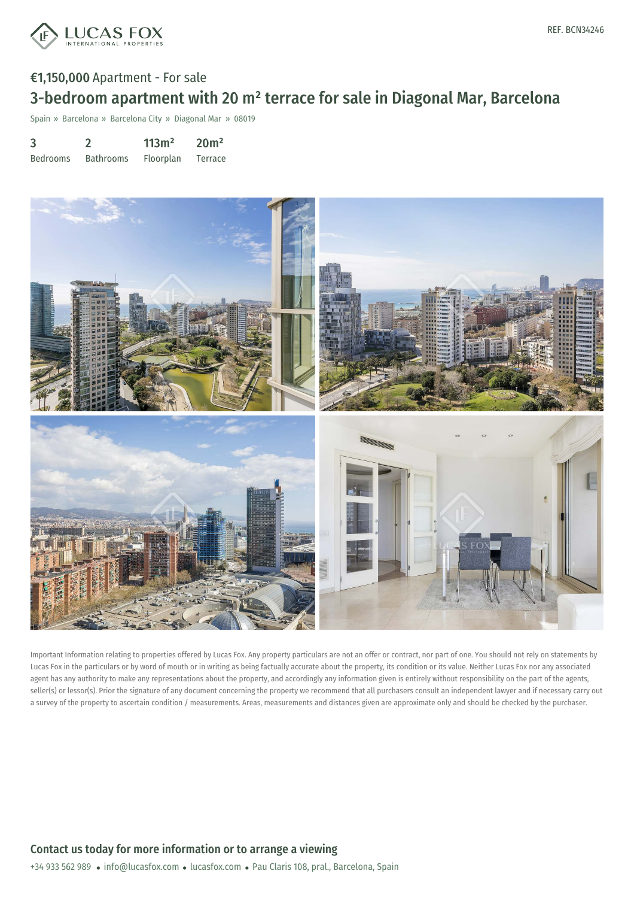REF. BCN34246

**€1,150,000** Apartment - For sale

# 3-bedroom apartment with 20 m² terrace for sale in Diagonal Mar, Barcelona

Spain » Barcelona » Barcelona City » Diagonal Mar » 08019

| 3 | 2 | 113m² | 20m² |
| --- | --- | --- | --- |
| Bedrooms | Bathrooms | Floorplan | Terrace |

Important Information relating to properties offered by Lucas Fox. Any property particulars are not an offer or contract, nor part of one. You should not rely on statements by Lucas Fox in the particulars or by word of mouth or in writing as being factually accurate about the property, its condition or its value. Neither Lucas Fox nor any associated agent has any authority to make any representations about the property, and accordingly any information given is entirely without responsibility on the part of the agents, seller(s) or lessor(s). Prior the signature of any document concerning the property we recommend that all purchasers consult an independent lawyer and if necessary carry out a survey of the property to ascertain condition / measurements. Areas, measurements and distances given are approximate only and should be checked by the purchaser.

## Contact us today for more information or to arrange a viewing

+34 933 562 989 • info@lucasfox.com • lucasfox.com • Pau Claris 108, pral., Barcelona, Spain